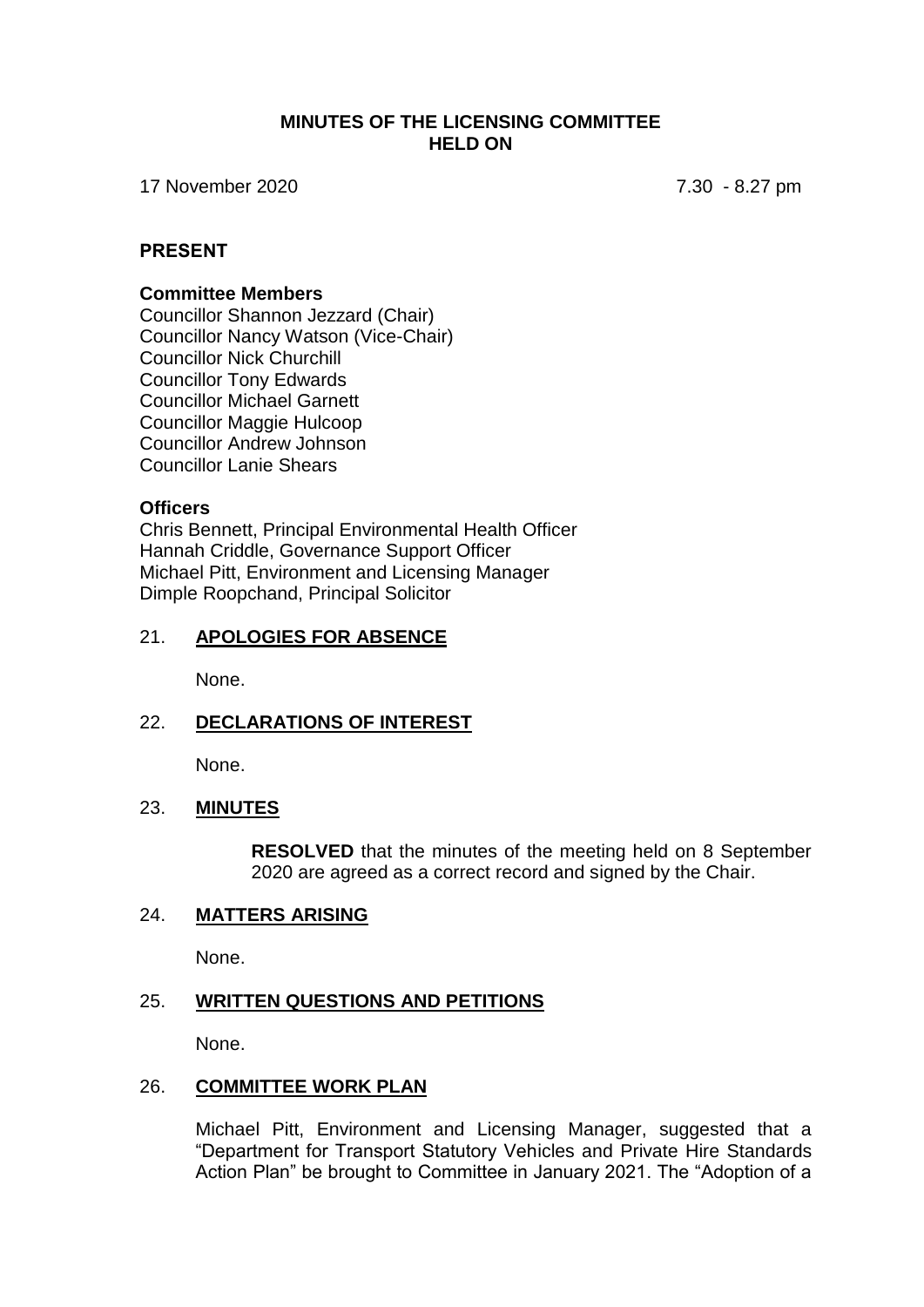# MINUTES OF THE LICENSING COMMITTEE HELD ON

17 November 2020 7.30 - 8.27 pm

## PRESENT

### Committee Members

Councillor Shannon Jezzard (Chair)
Councillor Nancy Watson (Vice-Chair)
Councillor Nick Churchill
Councillor Tony Edwards
Councillor Michael Garnett
Councillor Maggie Hulcoop
Councillor Andrew Johnson
Councillor Lanie Shears

### Officers

Chris Bennett, Principal Environmental Health Officer
Hannah Criddle, Governance Support Officer
Michael Pitt, Environment and Licensing Manager
Dimple Roopchand, Principal Solicitor

## 21. APOLOGIES FOR ABSENCE

None.

## 22. DECLARATIONS OF INTEREST

None.

## 23. MINUTES

**RESOLVED** that the minutes of the meeting held on 8 September 2020 are agreed as a correct record and signed by the Chair.

## 24. MATTERS ARISING

None.

## 25. WRITTEN QUESTIONS AND PETITIONS

None.

## 26. COMMITTEE WORK PLAN

Michael Pitt, Environment and Licensing Manager, suggested that a "Department for Transport Statutory Vehicles and Private Hire Standards Action Plan" be brought to Committee in January 2021. The "Adoption of a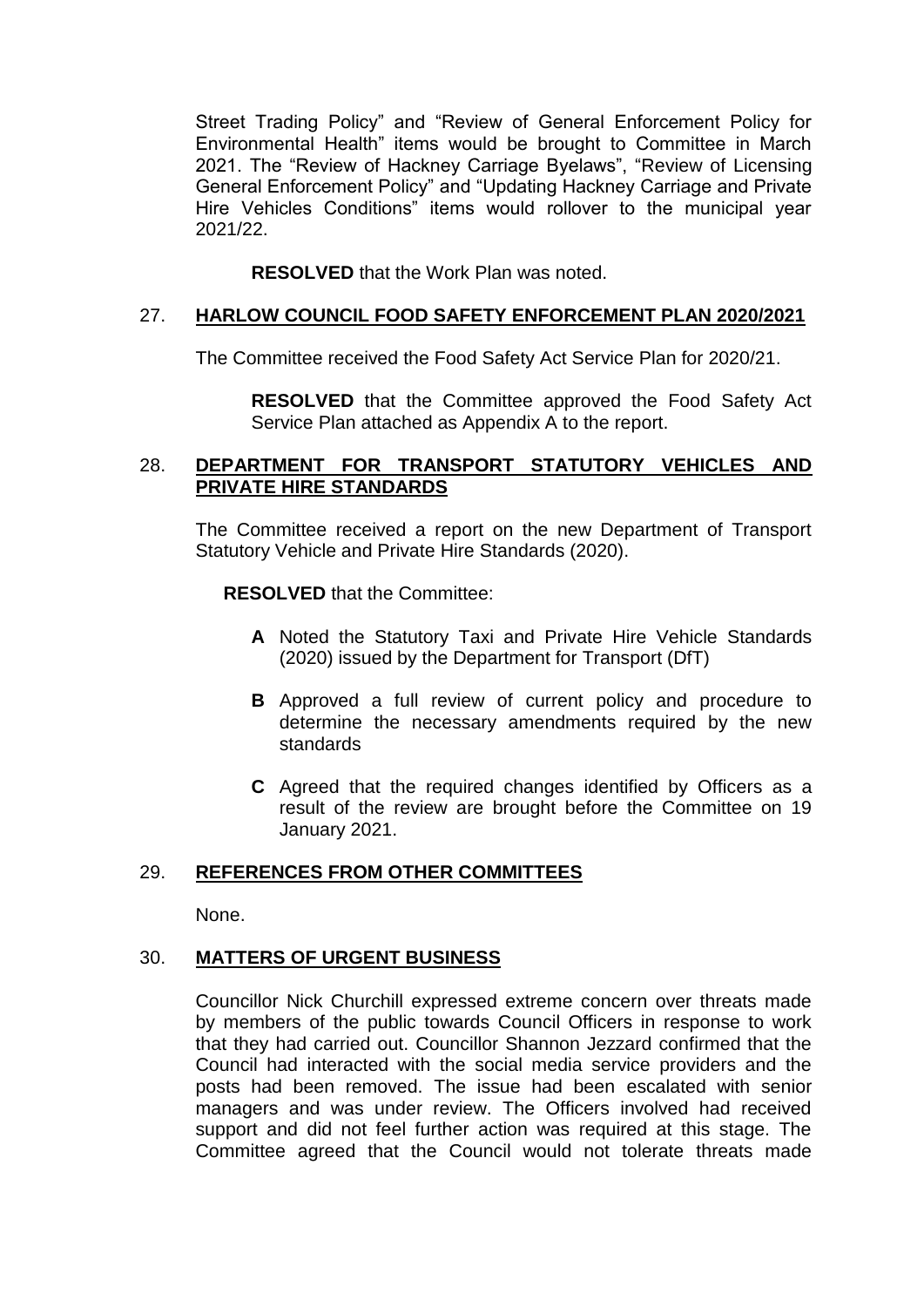Street Trading Policy" and "Review of General Enforcement Policy for Environmental Health" items would be brought to Committee in March 2021. The "Review of Hackney Carriage Byelaws", "Review of Licensing General Enforcement Policy" and "Updating Hackney Carriage and Private Hire Vehicles Conditions" items would rollover to the municipal year 2021/22.

**RESOLVED** that the Work Plan was noted.

## 27. HARLOW COUNCIL FOOD SAFETY ENFORCEMENT PLAN 2020/2021

The Committee received the Food Safety Act Service Plan for 2020/21.

**RESOLVED** that the Committee approved the Food Safety Act Service Plan attached as Appendix A to the report.

## 28. DEPARTMENT FOR TRANSPORT STATUTORY VEHICLES AND PRIVATE HIRE STANDARDS

The Committee received a report on the new Department of Transport Statutory Vehicle and Private Hire Standards (2020).

**RESOLVED** that the Committee:

- **A** Noted the Statutory Taxi and Private Hire Vehicle Standards (2020) issued by the Department for Transport (DfT)
- **B** Approved a full review of current policy and procedure to determine the necessary amendments required by the new standards
- **C** Agreed that the required changes identified by Officers as a result of the review are brought before the Committee on 19 January 2021.

## 29. REFERENCES FROM OTHER COMMITTEES

None.

## 30. MATTERS OF URGENT BUSINESS

Councillor Nick Churchill expressed extreme concern over threats made by members of the public towards Council Officers in response to work that they had carried out. Councillor Shannon Jezzard confirmed that the Council had interacted with the social media service providers and the posts had been removed. The issue had been escalated with senior managers and was under review. The Officers involved had received support and did not feel further action was required at this stage. The Committee agreed that the Council would not tolerate threats made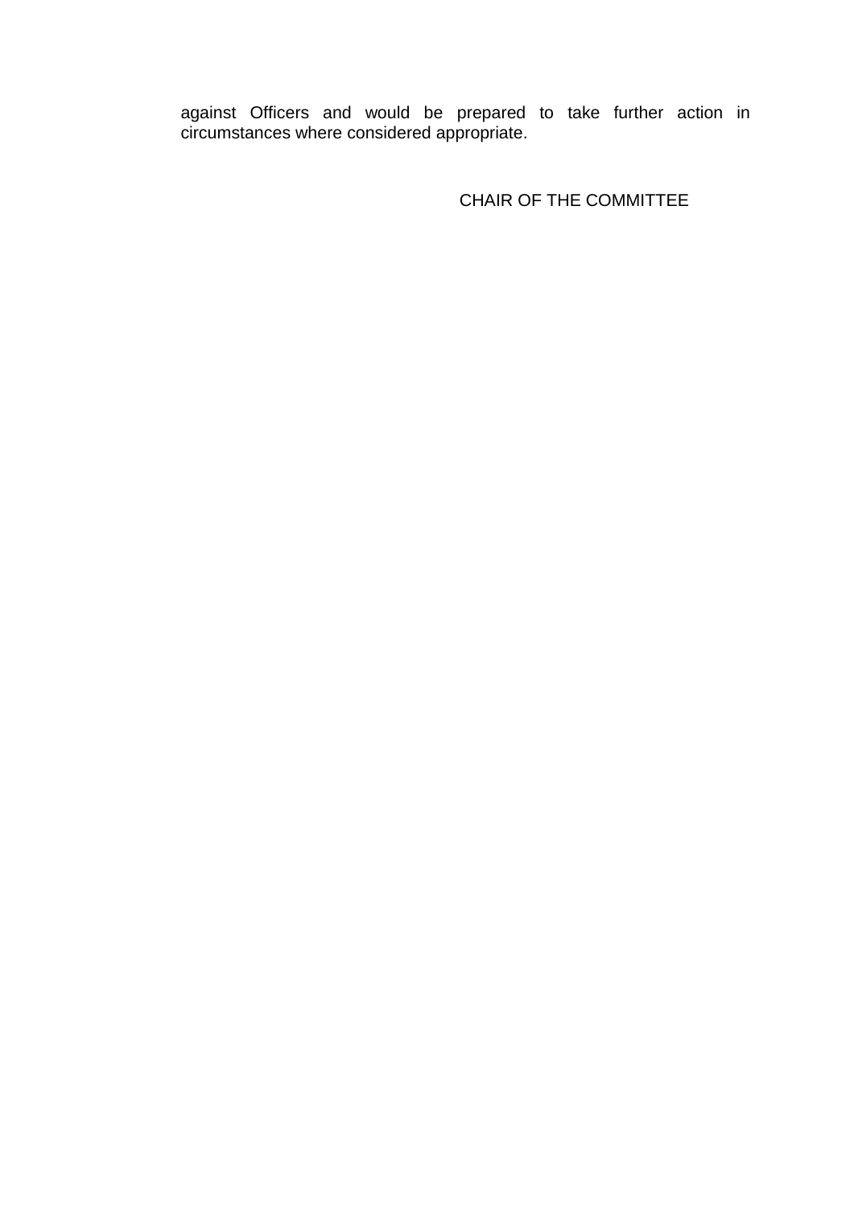against Officers and would be prepared to take further action in circumstances where considered appropriate.

CHAIR OF THE COMMITTEE